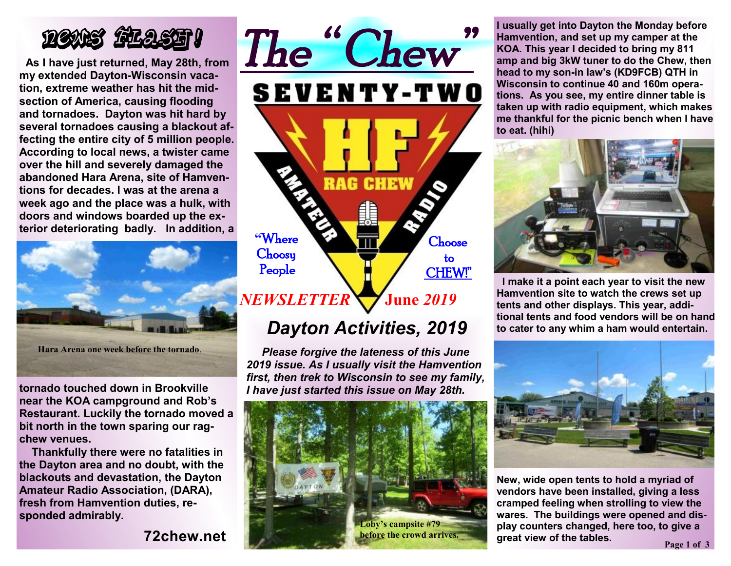# The "Chew"

SEVENTY-TWO

HF RAG CHEW AMATEUR RADIO

"Where Choosy People Choose to CHEW!"

*NEWSLETTER* **June *2019***

## NEWS FLASH!

**As I have just returned, May 28th, from my extended Dayton-Wisconsin vacation, extreme weather has hit the midsection of America, causing flooding and tornadoes. Dayton was hit hard by several tornadoes causing a blackout affecting the entire city of 5 million people. According to local news, a twister came over the hill and severely damaged the abandoned Hara Arena, site of Hamventions for decades. I was at the arena a week ago and the place was a hulk, with doors and windows boarded up the exterior deteriorating badly. In addition, a tornado touched down in Brookville near the KOA campground and Rob's Restaurant. Luckily the tornado moved a bit north in the town sparing our ragchew venues.**

**Thankfully there were no fatalities in the Dayton area and no doubt, with the blackouts and devastation, the Dayton Amateur Radio Association, (DARA), fresh from Hamvention duties, responded admirably.**

Hara Arena one week before the tornado.

**72chew.net**

## Dayton Activities, 2019

***Please forgive the lateness of this June 2019 issue. As I usually visit the Hamvention first, then trek to Wisconsin to see my family, I have just started this issue on May 28th.***

Loby's campsite #79 before the crowd arrives.

**I usually get into Dayton the Monday before Hamvention, and set up my camper at the KOA. This year I decided to bring my 811 amp and big 3kW tuner to do the Chew, then head to my son-in law's (KD9FCB) QTH in Wisconsin to continue 40 and 160m operations. As you see, my entire dinner table is taken up with radio equipment, which makes me thankful for the picnic bench when I have to eat. (hihi)**

**I make it a point each year to visit the new Hamvention site to watch the crews set up tents and other displays. This year, additional tents and food vendors will be on hand to cater to any whim a ham would entertain.**

**New, wide open tents to hold a myriad of vendors have been installed, giving a less cramped feeling when strolling to view the wares. The buildings were opened and display counters changed, here too, to give a great view of the tables.**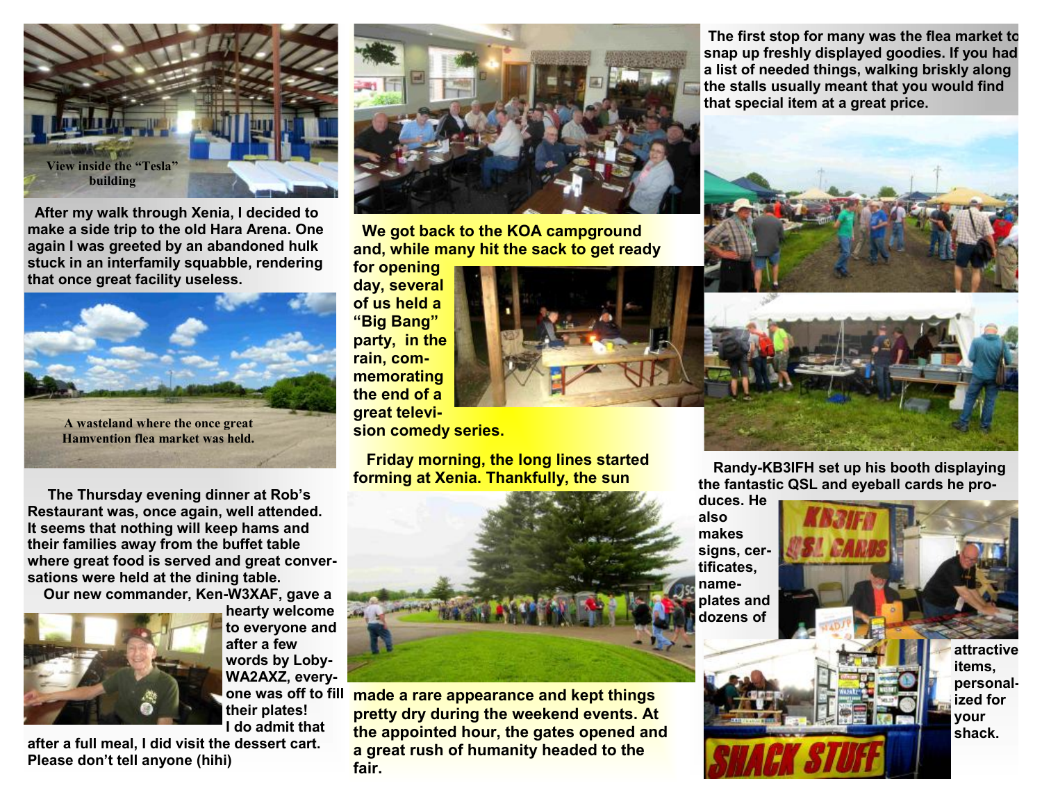View inside the "Tesla" building

After my walk through Xenia, I decided to make a side trip to the old Hara Arena. Once again I was greeted by an abandoned hulk stuck in an interfamily squabble, rendering that once great facility useless.

A wasteland where the once great Hamvention flea market was held.

The Thursday evening dinner at Rob's Restaurant was, once again, well attended. It seems that nothing will keep hams and their families away from the buffet table where great food is served and great conversations were held at the dining table.

Our new commander, Ken-W3XAF, gave a hearty welcome to everyone and after a few words by Loby-WA2AXZ, everyone was off to fill their plates! I do admit that after a full meal, I did visit the dessert cart. Please don't tell anyone (hihi)

We got back to the KOA campground and, while many hit the sack to get ready for opening day, several of us held a "Big Bang" party, in the rain, commemorating the end of a great television comedy series.

Friday morning, the long lines started forming at Xenia. Thankfully, the sun made a rare appearance and kept things pretty dry during the weekend events. At the appointed hour, the gates opened and a great rush of humanity headed to the fair.

The first stop for many was the flea market to snap up freshly displayed goodies. If you had a list of needed things, walking briskly along the stalls usually meant that you would find that special item at a great price.

Randy-KB3IFH set up his booth displaying the fantastic QSL and eyeball cards he produces. He also makes signs, certificates, nameplates and dozens of attractive items, personalized for your shack.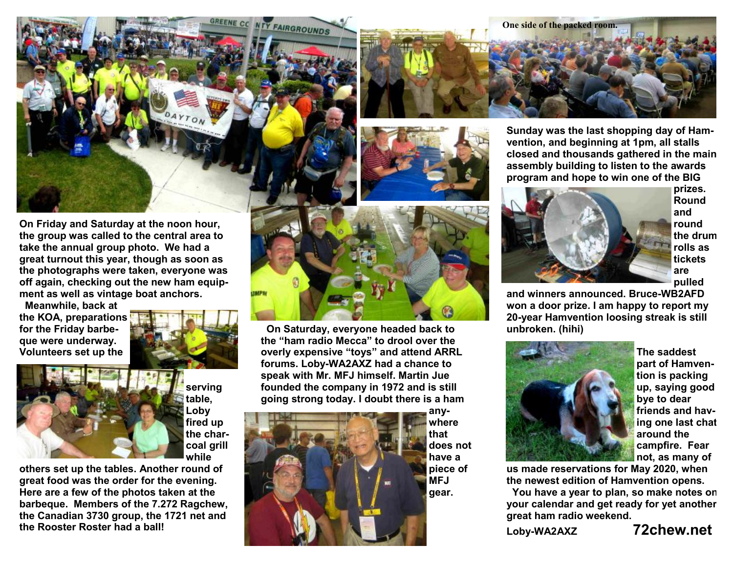One side of the packed room.

On Friday and Saturday at the noon hour, the group was called to the central area to take the annual group photo. We had a great turnout this year, though as soon as the photographs were taken, everyone was off again, checking out the new ham equipment as well as vintage boat anchors.

Meanwhile, back at the KOA, preparations for the Friday barbeque were underway. Volunteers set up the serving table, Loby fired up the charcoal grill while others set up the tables. Another round of great food was the order for the evening. Here are a few of the photos taken at the barbeque. Members of the 7.272 Ragchew, the Canadian 3730 group, the 1721 net and the Rooster Roster had a ball!

On Saturday, everyone headed back to the "ham radio Mecca" to drool over the overly expensive "toys" and attend ARRL forums. Loby-WA2AXZ had a chance to speak with Mr. MFJ himself. Martin Jue founded the company in 1972 and is still going strong today. I doubt there is a ham anywhere that does not have a piece of MFJ gear.

Sunday was the last shopping day of Hamvention, and beginning at 1pm, all stalls closed and thousands gathered in the main assembly building to listen to the awards program and hope to win one of the BIG prizes. Round and round the drum rolls as tickets are pulled and winners announced. Bruce-WB2AFD won a door prize. I am happy to report my 20-year Hamvention loosing streak is still unbroken. (hihi)

The saddest part of Hamvention is packing up, saying good bye to dear friends and having one last chat around the campfire. Fear not, as many of us made reservations for May 2020, when the newest edition of Hamvention opens.

You have a year to plan, so make notes on your calendar and get ready for yet another great ham radio weekend.

Loby-WA2AXZ

**72chew.net**